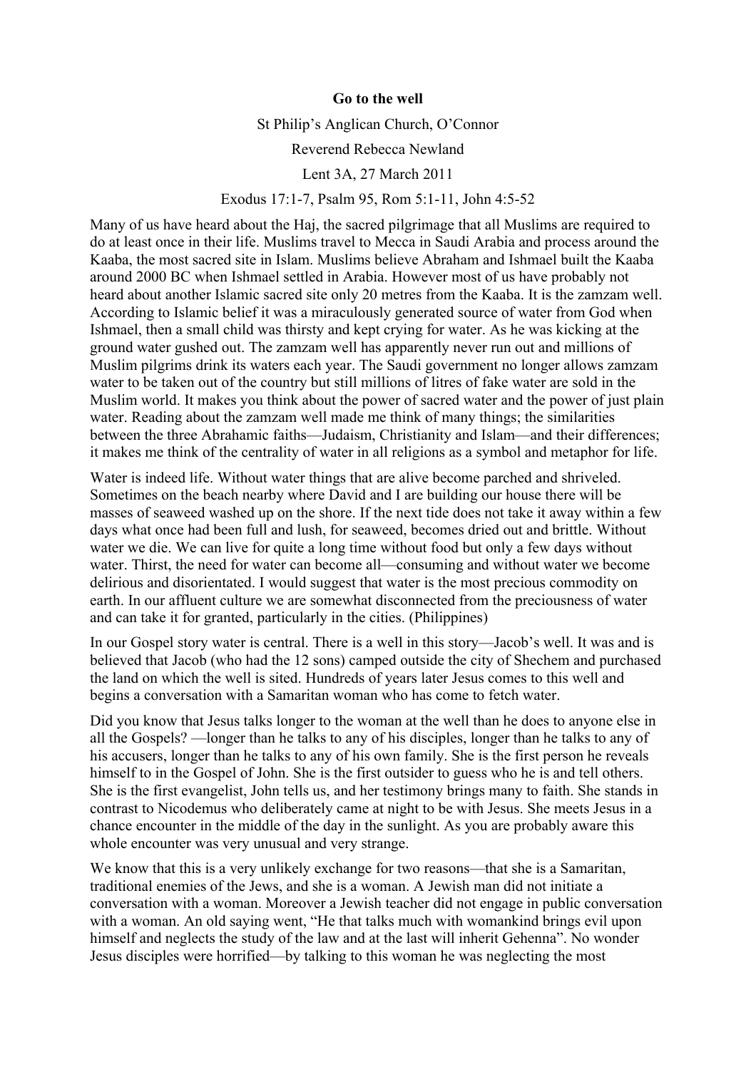**Go to the well**

St Philip's Anglican Church, O'Connor

Reverend Rebecca Newland

Lent 3A, 27 March 2011

Exodus 17:1-7, Psalm 95, Rom 5:1-11, John 4:5-52

Many of us have heard about the Haj, the sacred pilgrimage that all Muslims are required to do at least once in their life. Muslims travel to Mecca in Saudi Arabia and process around the Kaaba, the most sacred site in Islam. Muslims believe Abraham and Ishmael built the Kaaba around 2000 BC when Ishmael settled in Arabia. However most of us have probably not heard about another Islamic sacred site only 20 metres from the Kaaba. It is the zamzam well. According to Islamic belief it was a miraculously generated source of water from God when Ishmael, then a small child was thirsty and kept crying for water. As he was kicking at the ground water gushed out. The zamzam well has apparently never run out and millions of Muslim pilgrims drink its waters each year. The Saudi government no longer allows zamzam water to be taken out of the country but still millions of litres of fake water are sold in the Muslim world. It makes you think about the power of sacred water and the power of just plain water. Reading about the zamzam well made me think of many things; the similarities between the three Abrahamic faiths—Judaism, Christianity and Islam—and their differences; it makes me think of the centrality of water in all religions as a symbol and metaphor for life.

Water is indeed life. Without water things that are alive become parched and shriveled. Sometimes on the beach nearby where David and I are building our house there will be masses of seaweed washed up on the shore. If the next tide does not take it away within a few days what once had been full and lush, for seaweed, becomes dried out and brittle. Without water we die. We can live for quite a long time without food but only a few days without water. Thirst, the need for water can become all—consuming and without water we become delirious and disorientated. I would suggest that water is the most precious commodity on earth. In our affluent culture we are somewhat disconnected from the preciousness of water and can take it for granted, particularly in the cities. (Philippines)

In our Gospel story water is central. There is a well in this story—Jacob's well. It was and is believed that Jacob (who had the 12 sons) camped outside the city of Shechem and purchased the land on which the well is sited. Hundreds of years later Jesus comes to this well and begins a conversation with a Samaritan woman who has come to fetch water.

Did you know that Jesus talks longer to the woman at the well than he does to anyone else in all the Gospels? —longer than he talks to any of his disciples, longer than he talks to any of his accusers, longer than he talks to any of his own family. She is the first person he reveals himself to in the Gospel of John. She is the first outsider to guess who he is and tell others. She is the first evangelist, John tells us, and her testimony brings many to faith. She stands in contrast to Nicodemus who deliberately came at night to be with Jesus. She meets Jesus in a chance encounter in the middle of the day in the sunlight. As you are probably aware this whole encounter was very unusual and very strange.

We know that this is a very unlikely exchange for two reasons—that she is a Samaritan, traditional enemies of the Jews, and she is a woman. A Jewish man did not initiate a conversation with a woman. Moreover a Jewish teacher did not engage in public conversation with a woman. An old saying went, "He that talks much with womankind brings evil upon himself and neglects the study of the law and at the last will inherit Gehenna". No wonder Jesus disciples were horrified—by talking to this woman he was neglecting the most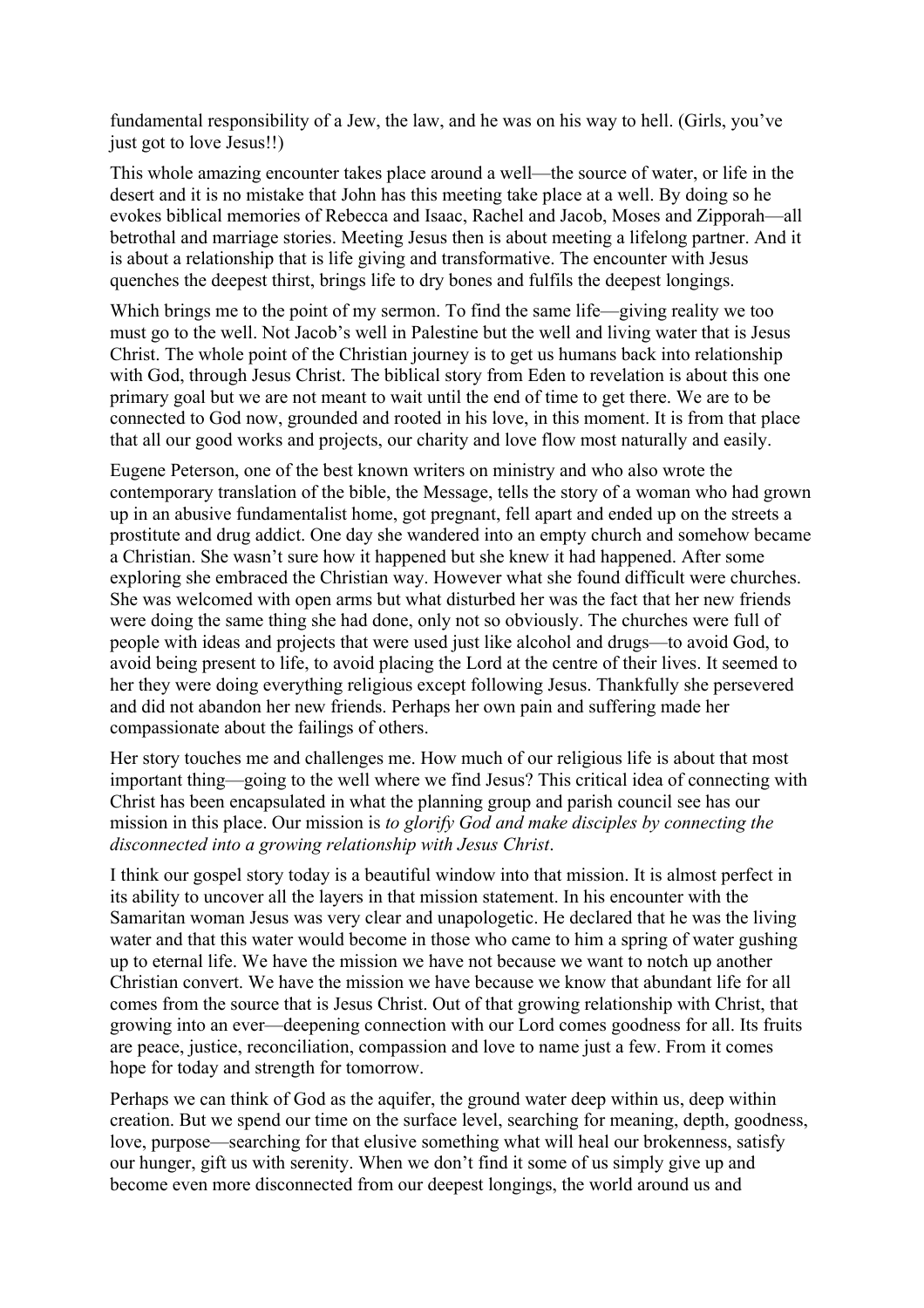fundamental responsibility of a Jew, the law, and he was on his way to hell. (Girls, you've just got to love Jesus!!)

This whole amazing encounter takes place around a well—the source of water, or life in the desert and it is no mistake that John has this meeting take place at a well. By doing so he evokes biblical memories of Rebecca and Isaac, Rachel and Jacob, Moses and Zipporah—all betrothal and marriage stories. Meeting Jesus then is about meeting a lifelong partner. And it is about a relationship that is life giving and transformative. The encounter with Jesus quenches the deepest thirst, brings life to dry bones and fulfils the deepest longings.

Which brings me to the point of my sermon. To find the same life—giving reality we too must go to the well. Not Jacob's well in Palestine but the well and living water that is Jesus Christ. The whole point of the Christian journey is to get us humans back into relationship with God, through Jesus Christ. The biblical story from Eden to revelation is about this one primary goal but we are not meant to wait until the end of time to get there. We are to be connected to God now, grounded and rooted in his love, in this moment. It is from that place that all our good works and projects, our charity and love flow most naturally and easily.

Eugene Peterson, one of the best known writers on ministry and who also wrote the contemporary translation of the bible, the Message, tells the story of a woman who had grown up in an abusive fundamentalist home, got pregnant, fell apart and ended up on the streets a prostitute and drug addict. One day she wandered into an empty church and somehow became a Christian. She wasn't sure how it happened but she knew it had happened. After some exploring she embraced the Christian way. However what she found difficult were churches. She was welcomed with open arms but what disturbed her was the fact that her new friends were doing the same thing she had done, only not so obviously. The churches were full of people with ideas and projects that were used just like alcohol and drugs—to avoid God, to avoid being present to life, to avoid placing the Lord at the centre of their lives. It seemed to her they were doing everything religious except following Jesus. Thankfully she persevered and did not abandon her new friends. Perhaps her own pain and suffering made her compassionate about the failings of others.

Her story touches me and challenges me. How much of our religious life is about that most important thing—going to the well where we find Jesus? This critical idea of connecting with Christ has been encapsulated in what the planning group and parish council see has our mission in this place. Our mission is *to glorify God and make disciples by connecting the disconnected into a growing relationship with Jesus Christ*.

I think our gospel story today is a beautiful window into that mission. It is almost perfect in its ability to uncover all the layers in that mission statement. In his encounter with the Samaritan woman Jesus was very clear and unapologetic. He declared that he was the living water and that this water would become in those who came to him a spring of water gushing up to eternal life. We have the mission we have not because we want to notch up another Christian convert. We have the mission we have because we know that abundant life for all comes from the source that is Jesus Christ. Out of that growing relationship with Christ, that growing into an ever—deepening connection with our Lord comes goodness for all. Its fruits are peace, justice, reconciliation, compassion and love to name just a few. From it comes hope for today and strength for tomorrow.

Perhaps we can think of God as the aquifer, the ground water deep within us, deep within creation. But we spend our time on the surface level, searching for meaning, depth, goodness, love, purpose—searching for that elusive something what will heal our brokenness, satisfy our hunger, gift us with serenity. When we don't find it some of us simply give up and become even more disconnected from our deepest longings, the world around us and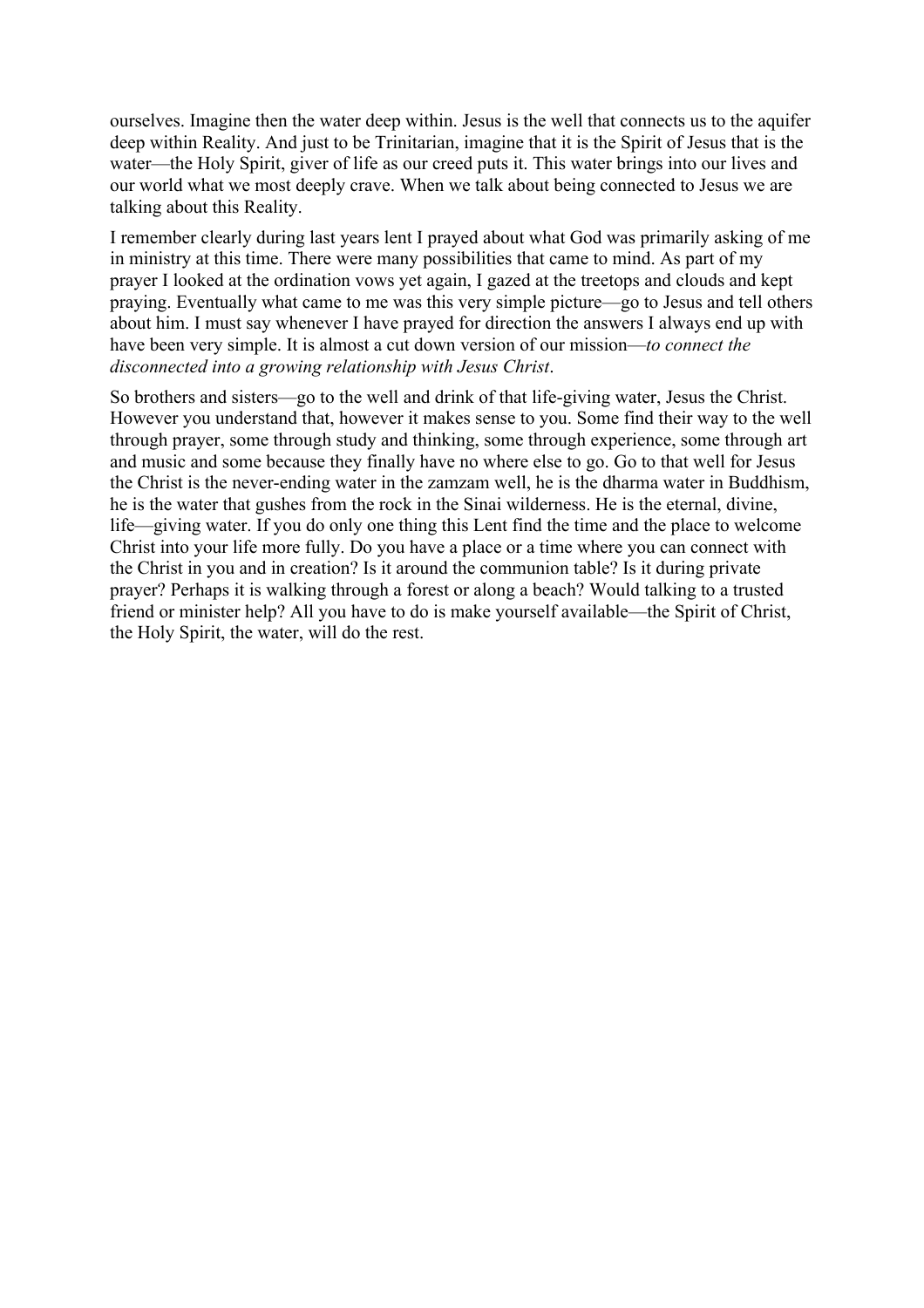ourselves. Imagine then the water deep within. Jesus is the well that connects us to the aquifer deep within Reality. And just to be Trinitarian, imagine that it is the Spirit of Jesus that is the water—the Holy Spirit, giver of life as our creed puts it. This water brings into our lives and our world what we most deeply crave. When we talk about being connected to Jesus we are talking about this Reality.

I remember clearly during last years lent I prayed about what God was primarily asking of me in ministry at this time. There were many possibilities that came to mind. As part of my prayer I looked at the ordination vows yet again, I gazed at the treetops and clouds and kept praying. Eventually what came to me was this very simple picture—go to Jesus and tell others about him. I must say whenever I have prayed for direction the answers I always end up with have been very simple. It is almost a cut down version of our mission—*to connect the disconnected into a growing relationship with Jesus Christ*.

So brothers and sisters—go to the well and drink of that life-giving water, Jesus the Christ. However you understand that, however it makes sense to you. Some find their way to the well through prayer, some through study and thinking, some through experience, some through art and music and some because they finally have no where else to go. Go to that well for Jesus the Christ is the never-ending water in the zamzam well, he is the dharma water in Buddhism, he is the water that gushes from the rock in the Sinai wilderness. He is the eternal, divine, life—giving water. If you do only one thing this Lent find the time and the place to welcome Christ into your life more fully. Do you have a place or a time where you can connect with the Christ in you and in creation? Is it around the communion table? Is it during private prayer? Perhaps it is walking through a forest or along a beach? Would talking to a trusted friend or minister help? All you have to do is make yourself available—the Spirit of Christ, the Holy Spirit, the water, will do the rest.